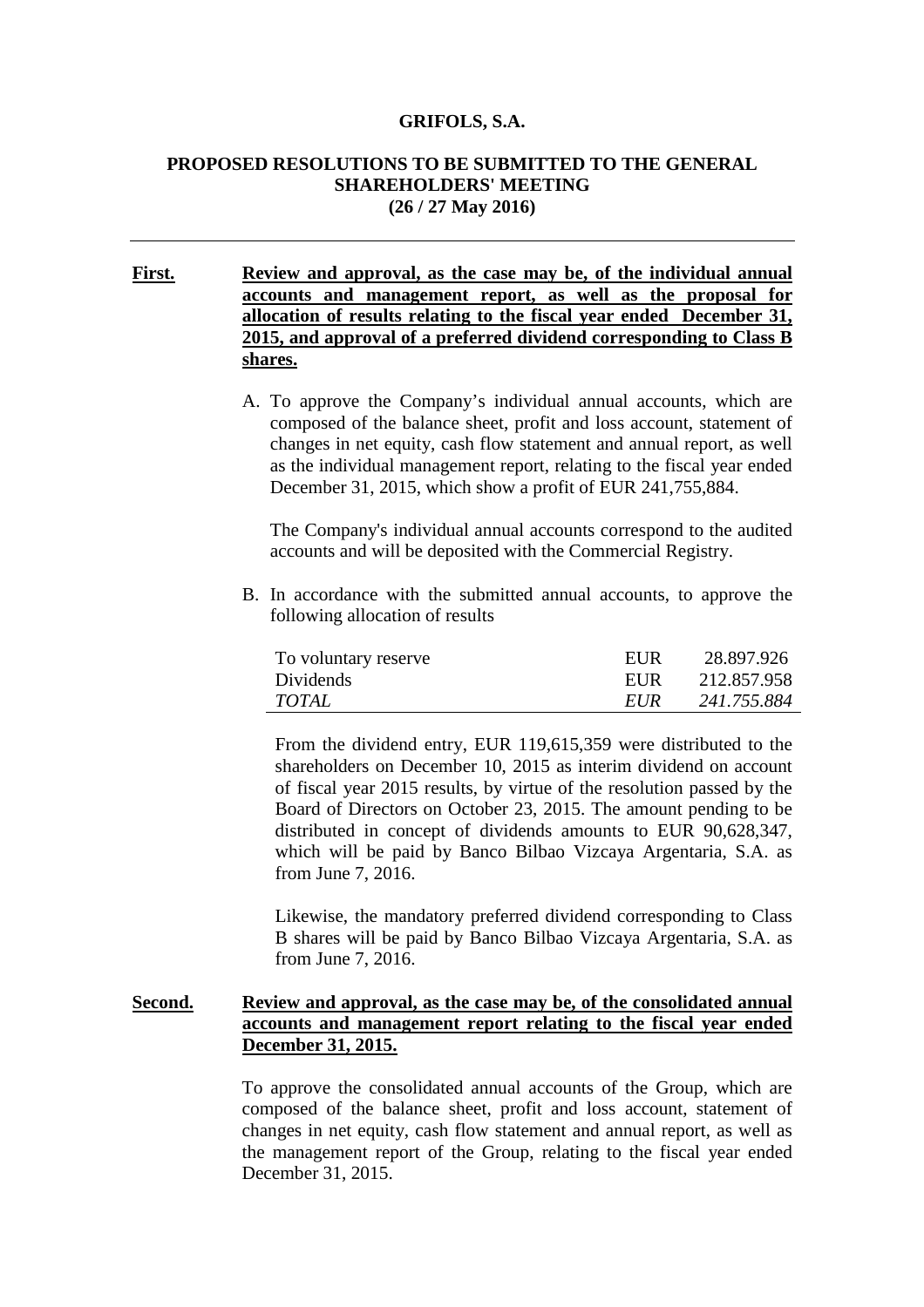**GRIFOLS, S.A.**

**PROPOSED RESOLUTIONS TO BE SUBMITTED TO THE GENERAL SHAREHOLDERS' MEETING**
**(26 / 27 May 2016)**

---

**First.** **Review and approval, as the case may be, of the individual annual accounts and management report, as well as the proposal for allocation of results relating to the fiscal year ended December 31, 2015, and approval of a preferred dividend corresponding to Class B shares.**

A. To approve the Company's individual annual accounts, which are composed of the balance sheet, profit and loss account, statement of changes in net equity, cash flow statement and annual report, as well as the individual management report, relating to the fiscal year ended December 31, 2015, which show a profit of EUR 241,755,884.

The Company's individual annual accounts correspond to the audited accounts and will be deposited with the Commercial Registry.

B. In accordance with the submitted annual accounts, to approve the following allocation of results

| | | |
|---|---|---|
| To voluntary reserve | EUR | 28.897.926 |
| Dividends | EUR | 212.857.958 |
| *TOTAL* | *EUR* | *241.755.884* |

From the dividend entry, EUR 119,615,359 were distributed to the shareholders on December 10, 2015 as interim dividend on account of fiscal year 2015 results, by virtue of the resolution passed by the Board of Directors on October 23, 2015. The amount pending to be distributed in concept of dividends amounts to EUR 90,628,347, which will be paid by Banco Bilbao Vizcaya Argentaria, S.A. as from June 7, 2016.

Likewise, the mandatory preferred dividend corresponding to Class B shares will be paid by Banco Bilbao Vizcaya Argentaria, S.A. as from June 7, 2016.

**Second.** **Review and approval, as the case may be, of the consolidated annual accounts and management report relating to the fiscal year ended December 31, 2015.**

To approve the consolidated annual accounts of the Group, which are composed of the balance sheet, profit and loss account, statement of changes in net equity, cash flow statement and annual report, as well as the management report of the Group, relating to the fiscal year ended December 31, 2015.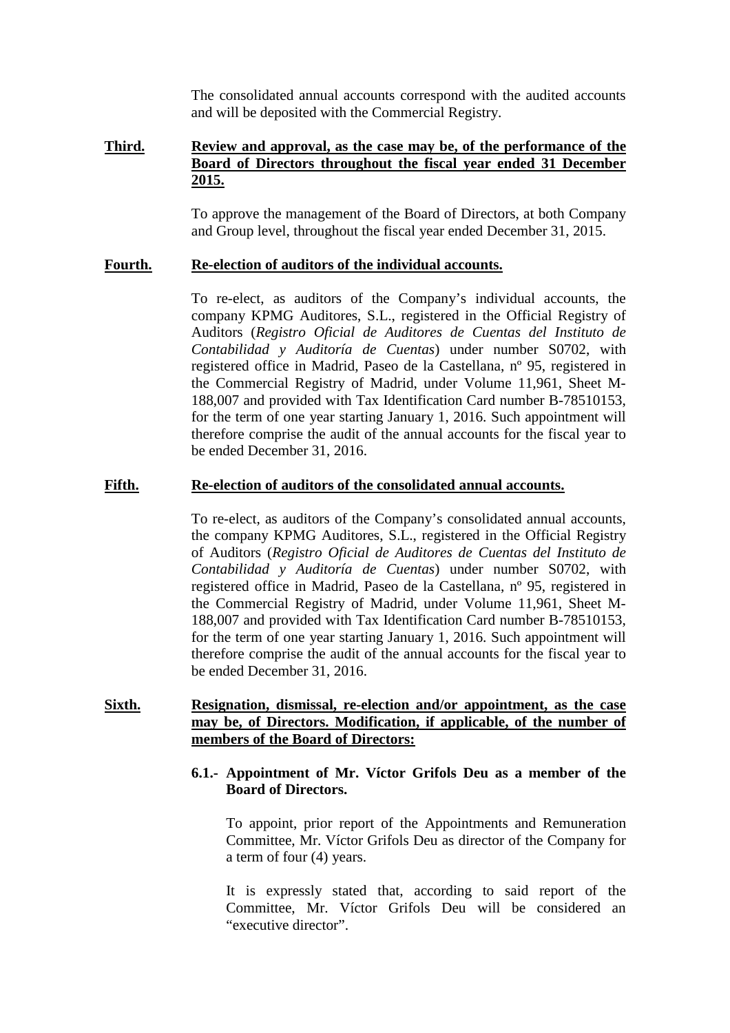The consolidated annual accounts correspond with the audited accounts and will be deposited with the Commercial Registry.

**Third.** **Review and approval, as the case may be, of the performance of the Board of Directors throughout the fiscal year ended 31 December 2015.**

To approve the management of the Board of Directors, at both Company and Group level, throughout the fiscal year ended December 31, 2015.

**Fourth.** **Re-election of auditors of the individual accounts.**

To re-elect, as auditors of the Company's individual accounts, the company KPMG Auditores, S.L., registered in the Official Registry of Auditors (*Registro Oficial de Auditores de Cuentas del Instituto de Contabilidad y Auditoría de Cuentas*) under number S0702, with registered office in Madrid, Paseo de la Castellana, nº 95, registered in the Commercial Registry of Madrid, under Volume 11,961, Sheet M-188,007 and provided with Tax Identification Card number B-78510153, for the term of one year starting January 1, 2016. Such appointment will therefore comprise the audit of the annual accounts for the fiscal year to be ended December 31, 2016.

**Fifth.** **Re-election of auditors of the consolidated annual accounts.**

To re-elect, as auditors of the Company's consolidated annual accounts, the company KPMG Auditores, S.L., registered in the Official Registry of Auditors (*Registro Oficial de Auditores de Cuentas del Instituto de Contabilidad y Auditoría de Cuentas*) under number S0702, with registered office in Madrid, Paseo de la Castellana, nº 95, registered in the Commercial Registry of Madrid, under Volume 11,961, Sheet M-188,007 and provided with Tax Identification Card number B-78510153, for the term of one year starting January 1, 2016. Such appointment will therefore comprise the audit of the annual accounts for the fiscal year to be ended December 31, 2016.

**Sixth.** **Resignation, dismissal, re-election and/or appointment, as the case may be, of Directors. Modification, if applicable, of the number of members of the Board of Directors:**

**6.1.- Appointment of Mr. Víctor Grifols Deu as a member of the Board of Directors.**

To appoint, prior report of the Appointments and Remuneration Committee, Mr. Víctor Grifols Deu as director of the Company for a term of four (4) years.

It is expressly stated that, according to said report of the Committee, Mr. Víctor Grifols Deu will be considered an "executive director".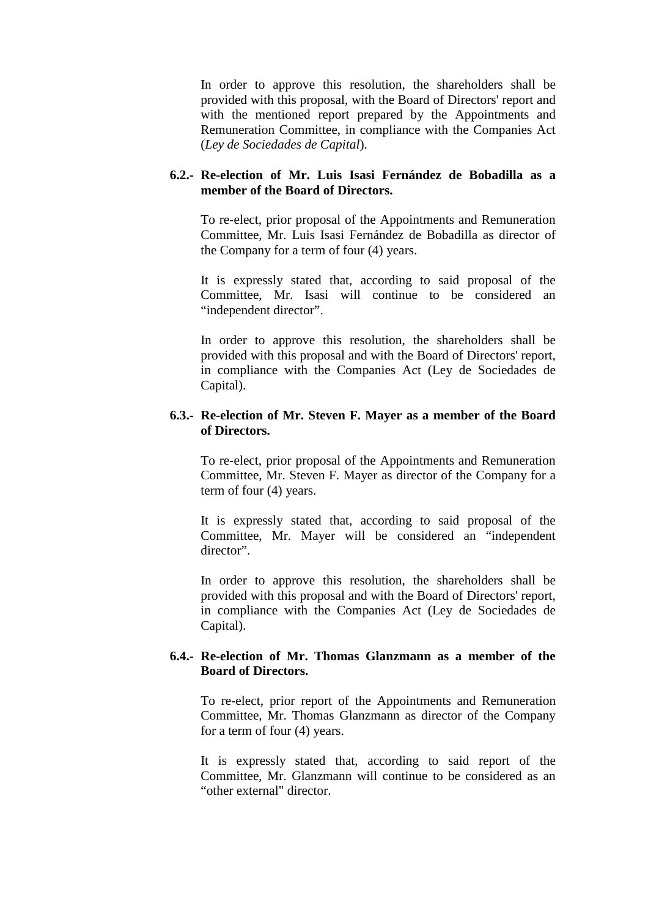In order to approve this resolution, the shareholders shall be provided with this proposal, with the Board of Directors' report and with the mentioned report prepared by the Appointments and Remuneration Committee, in compliance with the Companies Act (*Ley de Sociedades de Capital*).

**6.2.- Re-election of Mr. Luis Isasi Fernández de Bobadilla as a member of the Board of Directors.**

To re-elect, prior proposal of the Appointments and Remuneration Committee, Mr. Luis Isasi Fernández de Bobadilla as director of the Company for a term of four (4) years.

It is expressly stated that, according to said proposal of the Committee, Mr. Isasi will continue to be considered an "independent director".

In order to approve this resolution, the shareholders shall be provided with this proposal and with the Board of Directors' report, in compliance with the Companies Act (Ley de Sociedades de Capital).

**6.3.- Re-election of Mr. Steven F. Mayer as a member of the Board of Directors.**

To re-elect, prior proposal of the Appointments and Remuneration Committee, Mr. Steven F. Mayer as director of the Company for a term of four (4) years.

It is expressly stated that, according to said proposal of the Committee, Mr. Mayer will be considered an "independent director".

In order to approve this resolution, the shareholders shall be provided with this proposal and with the Board of Directors' report, in compliance with the Companies Act (Ley de Sociedades de Capital).

**6.4.- Re-election of Mr. Thomas Glanzmann as a member of the Board of Directors.**

To re-elect, prior report of the Appointments and Remuneration Committee, Mr. Thomas Glanzmann as director of the Company for a term of four (4) years.

It is expressly stated that, according to said report of the Committee, Mr. Glanzmann will continue to be considered as an "other external" director.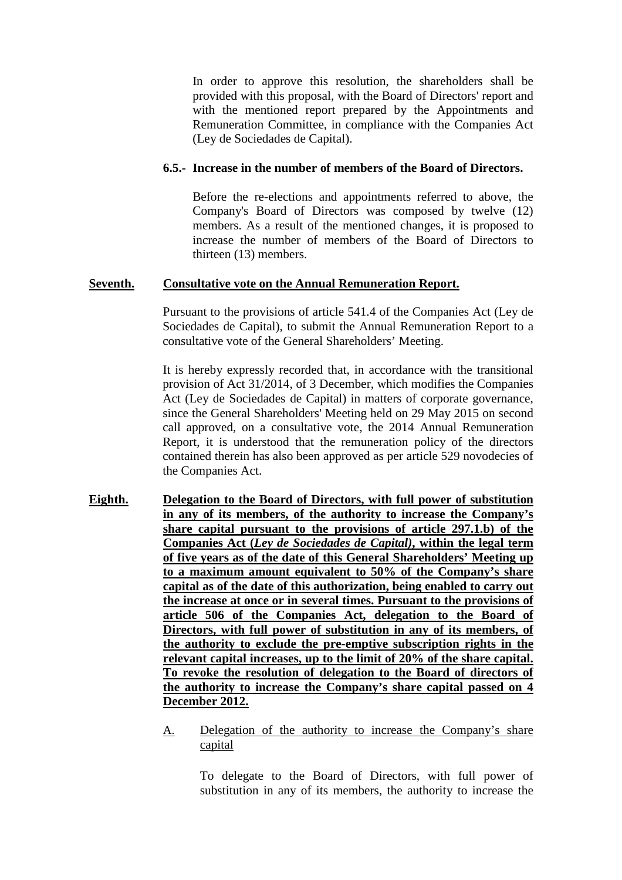In order to approve this resolution, the shareholders shall be provided with this proposal, with the Board of Directors' report and with the mentioned report prepared by the Appointments and Remuneration Committee, in compliance with the Companies Act (Ley de Sociedades de Capital).

**6.5.- Increase in the number of members of the Board of Directors.**

Before the re-elections and appointments referred to above, the Company's Board of Directors was composed by twelve (12) members. As a result of the mentioned changes, it is proposed to increase the number of members of the Board of Directors to thirteen (13) members.

**Seventh. Consultative vote on the Annual Remuneration Report.**

Pursuant to the provisions of article 541.4 of the Companies Act (Ley de Sociedades de Capital), to submit the Annual Remuneration Report to a consultative vote of the General Shareholders' Meeting.

It is hereby expressly recorded that, in accordance with the transitional provision of Act 31/2014, of 3 December, which modifies the Companies Act (Ley de Sociedades de Capital) in matters of corporate governance, since the General Shareholders' Meeting held on 29 May 2015 on second call approved, on a consultative vote, the 2014 Annual Remuneration Report, it is understood that the remuneration policy of the directors contained therein has also been approved as per article 529 novodecies of the Companies Act.

**Eighth. Delegation to the Board of Directors, with full power of substitution in any of its members, of the authority to increase the Company's share capital pursuant to the provisions of article 297.1.b) of the Companies Act (*Ley de Sociedades de Capital)*, within the legal term of five years as of the date of this General Shareholders' Meeting up to a maximum amount equivalent to 50% of the Company's share capital as of the date of this authorization, being enabled to carry out the increase at once or in several times. Pursuant to the provisions of article 506 of the Companies Act, delegation to the Board of Directors, with full power of substitution in any of its members, of the authority to exclude the pre-emptive subscription rights in the relevant capital increases, up to the limit of 20% of the share capital. To revoke the resolution of delegation to the Board of directors of the authority to increase the Company's share capital passed on 4 December 2012.**

A. Delegation of the authority to increase the Company's share capital

To delegate to the Board of Directors, with full power of substitution in any of its members, the authority to increase the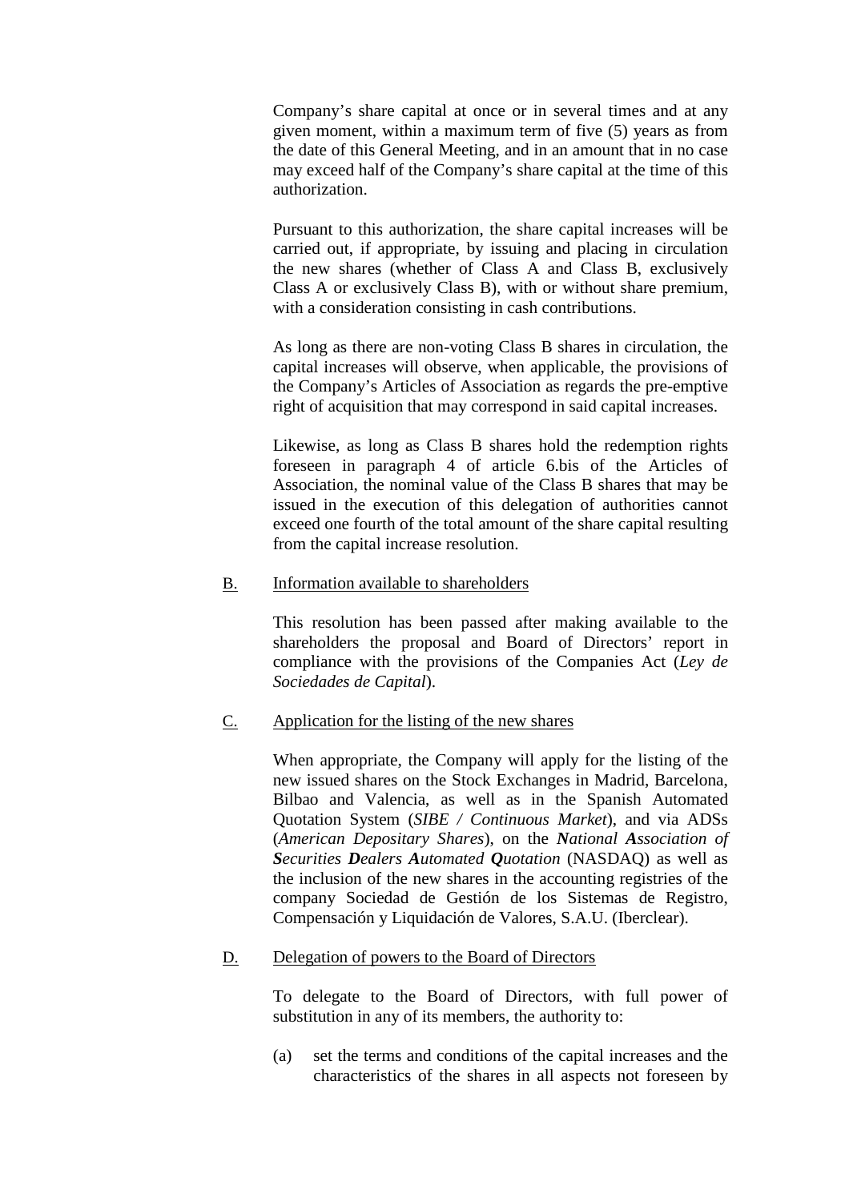Company's share capital at once or in several times and at any given moment, within a maximum term of five (5) years as from the date of this General Meeting, and in an amount that in no case may exceed half of the Company's share capital at the time of this authorization.

Pursuant to this authorization, the share capital increases will be carried out, if appropriate, by issuing and placing in circulation the new shares (whether of Class A and Class B, exclusively Class A or exclusively Class B), with or without share premium, with a consideration consisting in cash contributions.

As long as there are non-voting Class B shares in circulation, the capital increases will observe, when applicable, the provisions of the Company's Articles of Association as regards the pre-emptive right of acquisition that may correspond in said capital increases.

Likewise, as long as Class B shares hold the redemption rights foreseen in paragraph 4 of article 6.bis of the Articles of Association, the nominal value of the Class B shares that may be issued in the execution of this delegation of authorities cannot exceed one fourth of the total amount of the share capital resulting from the capital increase resolution.

B. Information available to shareholders

This resolution has been passed after making available to the shareholders the proposal and Board of Directors' report in compliance with the provisions of the Companies Act (*Ley de Sociedades de Capital*).

C. Application for the listing of the new shares

When appropriate, the Company will apply for the listing of the new issued shares on the Stock Exchanges in Madrid, Barcelona, Bilbao and Valencia, as well as in the Spanish Automated Quotation System (*SIBE / Continuous Market*), and via ADSs (*American Depositary Shares*), on the ***N****ational* ***A****ssociation of* ***S****ecurities* ***D****ealers* ***A****utomated* ***Q****uotation* (NASDAQ) as well as the inclusion of the new shares in the accounting registries of the company Sociedad de Gestión de los Sistemas de Registro, Compensación y Liquidación de Valores, S.A.U. (Iberclear).

D. Delegation of powers to the Board of Directors

To delegate to the Board of Directors, with full power of substitution in any of its members, the authority to:

(a) set the terms and conditions of the capital increases and the characteristics of the shares in all aspects not foreseen by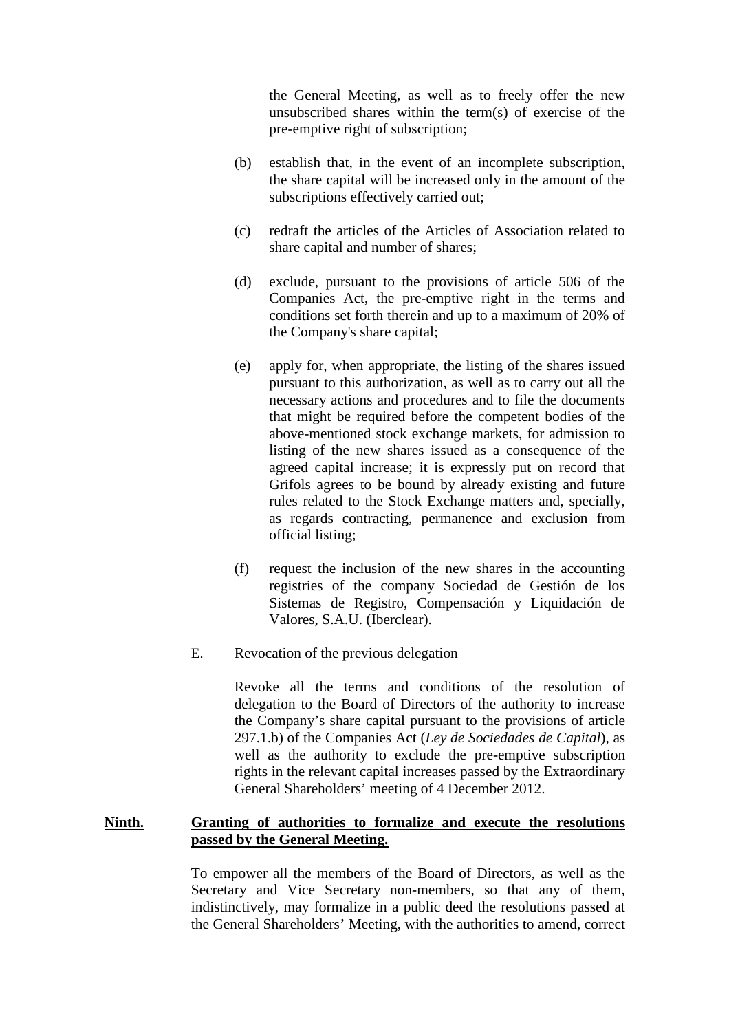the General Meeting, as well as to freely offer the new unsubscribed shares within the term(s) of exercise of the pre-emptive right of subscription;

(b) establish that, in the event of an incomplete subscription, the share capital will be increased only in the amount of the subscriptions effectively carried out;

(c) redraft the articles of the Articles of Association related to share capital and number of shares;

(d) exclude, pursuant to the provisions of article 506 of the Companies Act, the pre-emptive right in the terms and conditions set forth therein and up to a maximum of 20% of the Company's share capital;

(e) apply for, when appropriate, the listing of the shares issued pursuant to this authorization, as well as to carry out all the necessary actions and procedures and to file the documents that might be required before the competent bodies of the above-mentioned stock exchange markets, for admission to listing of the new shares issued as a consequence of the agreed capital increase; it is expressly put on record that Grifols agrees to be bound by already existing and future rules related to the Stock Exchange matters and, specially, as regards contracting, permanence and exclusion from official listing;

(f) request the inclusion of the new shares in the accounting registries of the company Sociedad de Gestión de los Sistemas de Registro, Compensación y Liquidación de Valores, S.A.U. (Iberclear).

E. Revocation of the previous delegation

Revoke all the terms and conditions of the resolution of delegation to the Board of Directors of the authority to increase the Company's share capital pursuant to the provisions of article 297.1.b) of the Companies Act (*Ley de Sociedades de Capital*), as well as the authority to exclude the pre-emptive subscription rights in the relevant capital increases passed by the Extraordinary General Shareholders' meeting of 4 December 2012.

**Ninth. Granting of authorities to formalize and execute the resolutions passed by the General Meeting.**

To empower all the members of the Board of Directors, as well as the Secretary and Vice Secretary non-members, so that any of them, indistinctively, may formalize in a public deed the resolutions passed at the General Shareholders' Meeting, with the authorities to amend, correct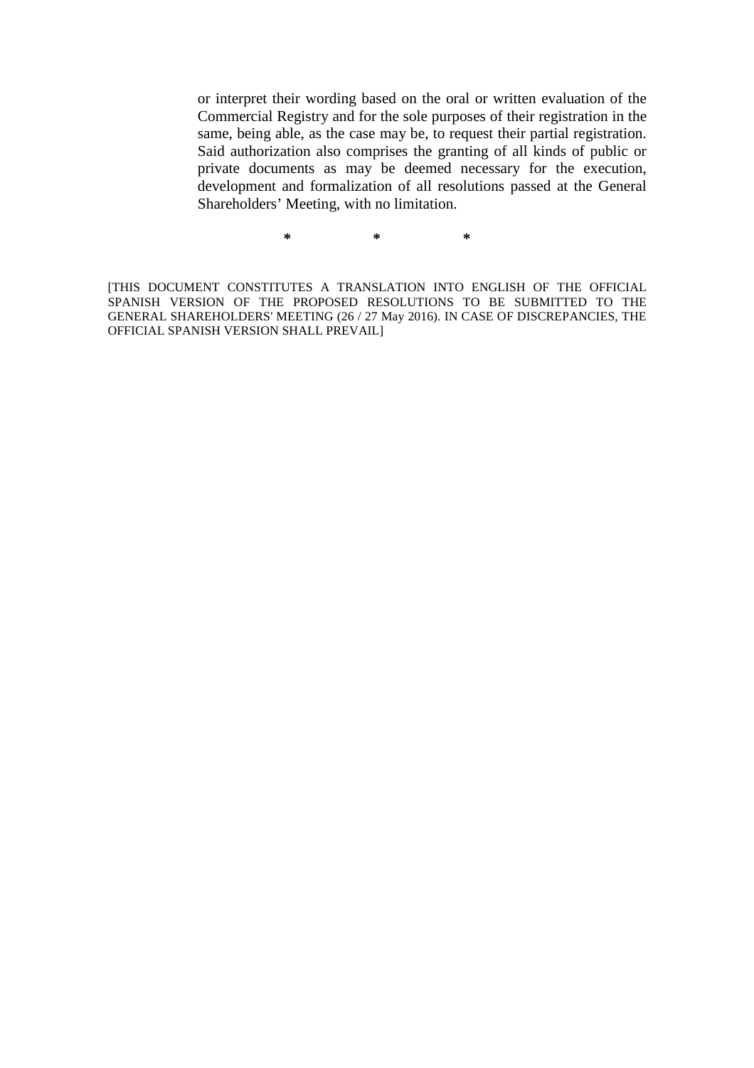or interpret their wording based on the oral or written evaluation of the Commercial Registry and for the sole purposes of their registration in the same, being able, as the case may be, to request their partial registration. Said authorization also comprises the granting of all kinds of public or private documents as may be deemed necessary for the execution, development and formalization of all resolutions passed at the General Shareholders' Meeting, with no limitation.

**\*   \*   \***

[THIS DOCUMENT CONSTITUTES A TRANSLATION INTO ENGLISH OF THE OFFICIAL SPANISH VERSION OF THE PROPOSED RESOLUTIONS TO BE SUBMITTED TO THE GENERAL SHAREHOLDERS' MEETING (26 / 27 May 2016). IN CASE OF DISCREPANCIES, THE OFFICIAL SPANISH VERSION SHALL PREVAIL]